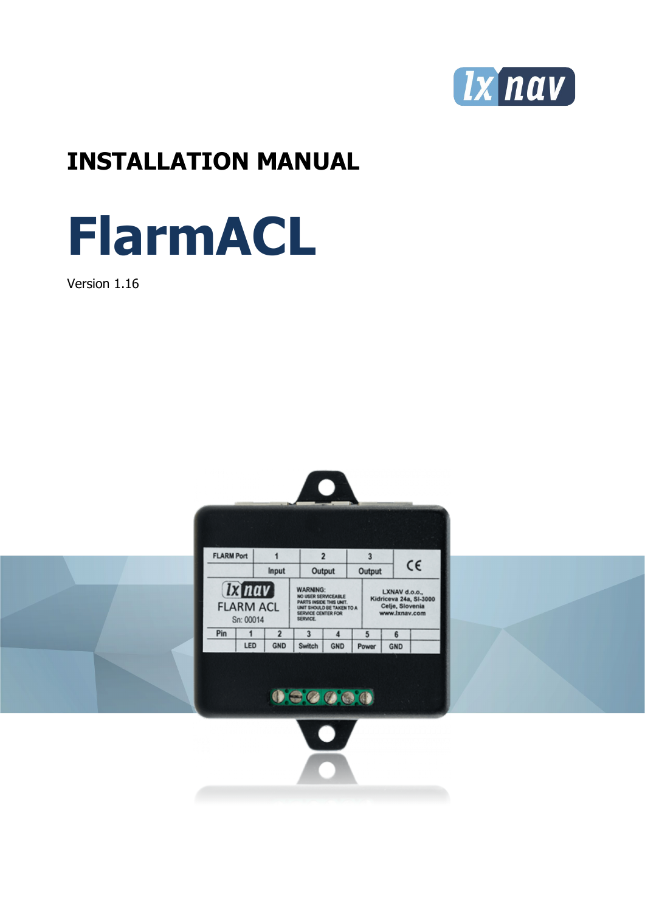# INSTALLATION MANUAL

# FlarmACL

Version 1.16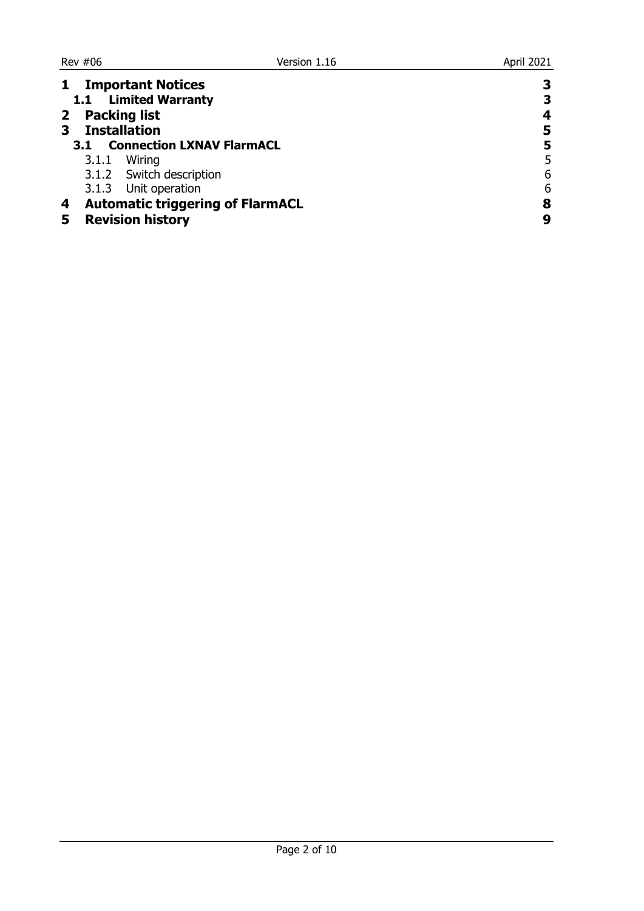| | | |
|---|---|---|
| **1** | **Important Notices** | **3** |
| **1.1** | **Limited Warranty** | **3** |
| **2** | **Packing list** | **4** |
| **3** | **Installation** | **5** |
| **3.1** | **Connection LXNAV FlarmACL** | **5** |
| 3.1.1 | Wiring | 5 |
| 3.1.2 | Switch description | 6 |
| 3.1.3 | Unit operation | 6 |
| **4** | **Automatic triggering of FlarmACL** | **8** |
| **5** | **Revision history** | **9** |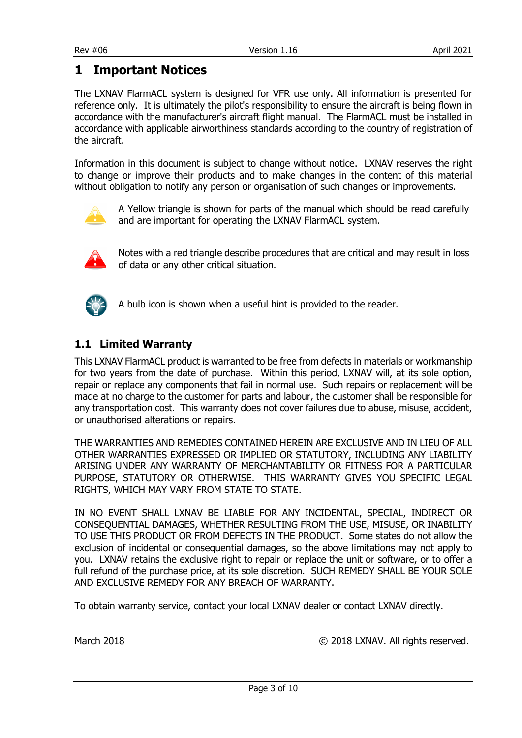# 1 Important Notices

The LXNAV FlarmACL system is designed for VFR use only. All information is presented for reference only. It is ultimately the pilot's responsibility to ensure the aircraft is being flown in accordance with the manufacturer's aircraft flight manual. The FlarmACL must be installed in accordance with applicable airworthiness standards according to the country of registration of the aircraft.

Information in this document is subject to change without notice. LXNAV reserves the right to change or improve their products and to make changes in the content of this material without obligation to notify any person or organisation of such changes or improvements.

A Yellow triangle is shown for parts of the manual which should be read carefully and are important for operating the LXNAV FlarmACL system.

Notes with a red triangle describe procedures that are critical and may result in loss of data or any other critical situation.

A bulb icon is shown when a useful hint is provided to the reader.

## 1.1 Limited Warranty

This LXNAV FlarmACL product is warranted to be free from defects in materials or workmanship for two years from the date of purchase. Within this period, LXNAV will, at its sole option, repair or replace any components that fail in normal use. Such repairs or replacement will be made at no charge to the customer for parts and labour, the customer shall be responsible for any transportation cost. This warranty does not cover failures due to abuse, misuse, accident, or unauthorised alterations or repairs.

THE WARRANTIES AND REMEDIES CONTAINED HEREIN ARE EXCLUSIVE AND IN LIEU OF ALL OTHER WARRANTIES EXPRESSED OR IMPLIED OR STATUTORY, INCLUDING ANY LIABILITY ARISING UNDER ANY WARRANTY OF MERCHANTABILITY OR FITNESS FOR A PARTICULAR PURPOSE, STATUTORY OR OTHERWISE. THIS WARRANTY GIVES YOU SPECIFIC LEGAL RIGHTS, WHICH MAY VARY FROM STATE TO STATE.

IN NO EVENT SHALL LXNAV BE LIABLE FOR ANY INCIDENTAL, SPECIAL, INDIRECT OR CONSEQUENTIAL DAMAGES, WHETHER RESULTING FROM THE USE, MISUSE, OR INABILITY TO USE THIS PRODUCT OR FROM DEFECTS IN THE PRODUCT. Some states do not allow the exclusion of incidental or consequential damages, so the above limitations may not apply to you. LXNAV retains the exclusive right to repair or replace the unit or software, or to offer a full refund of the purchase price, at its sole discretion. SUCH REMEDY SHALL BE YOUR SOLE AND EXCLUSIVE REMEDY FOR ANY BREACH OF WARRANTY.

To obtain warranty service, contact your local LXNAV dealer or contact LXNAV directly.

March 2018 © 2018 LXNAV. All rights reserved.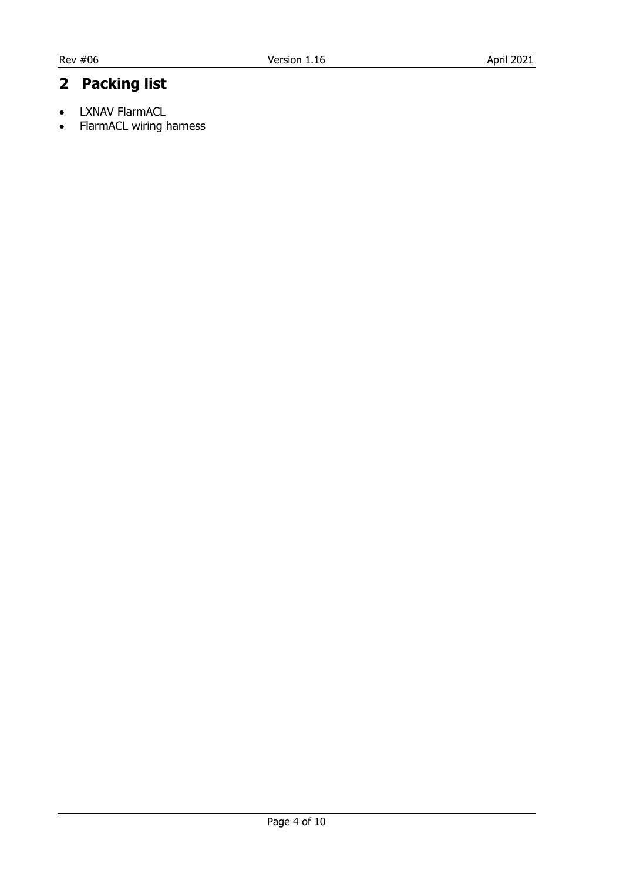# 2 Packing list

- LXNAV FlarmACL
- FlarmACL wiring harness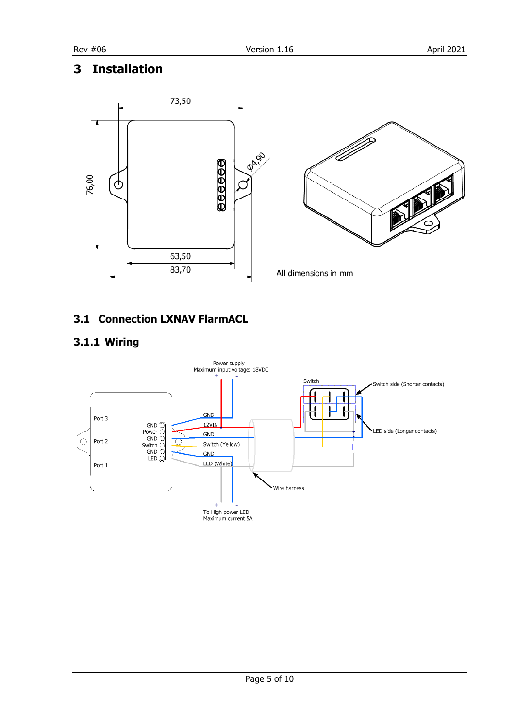# 3 Installation

All dimensions in mm

## 3.1 Connection LXNAV FlarmACL

### 3.1.1 Wiring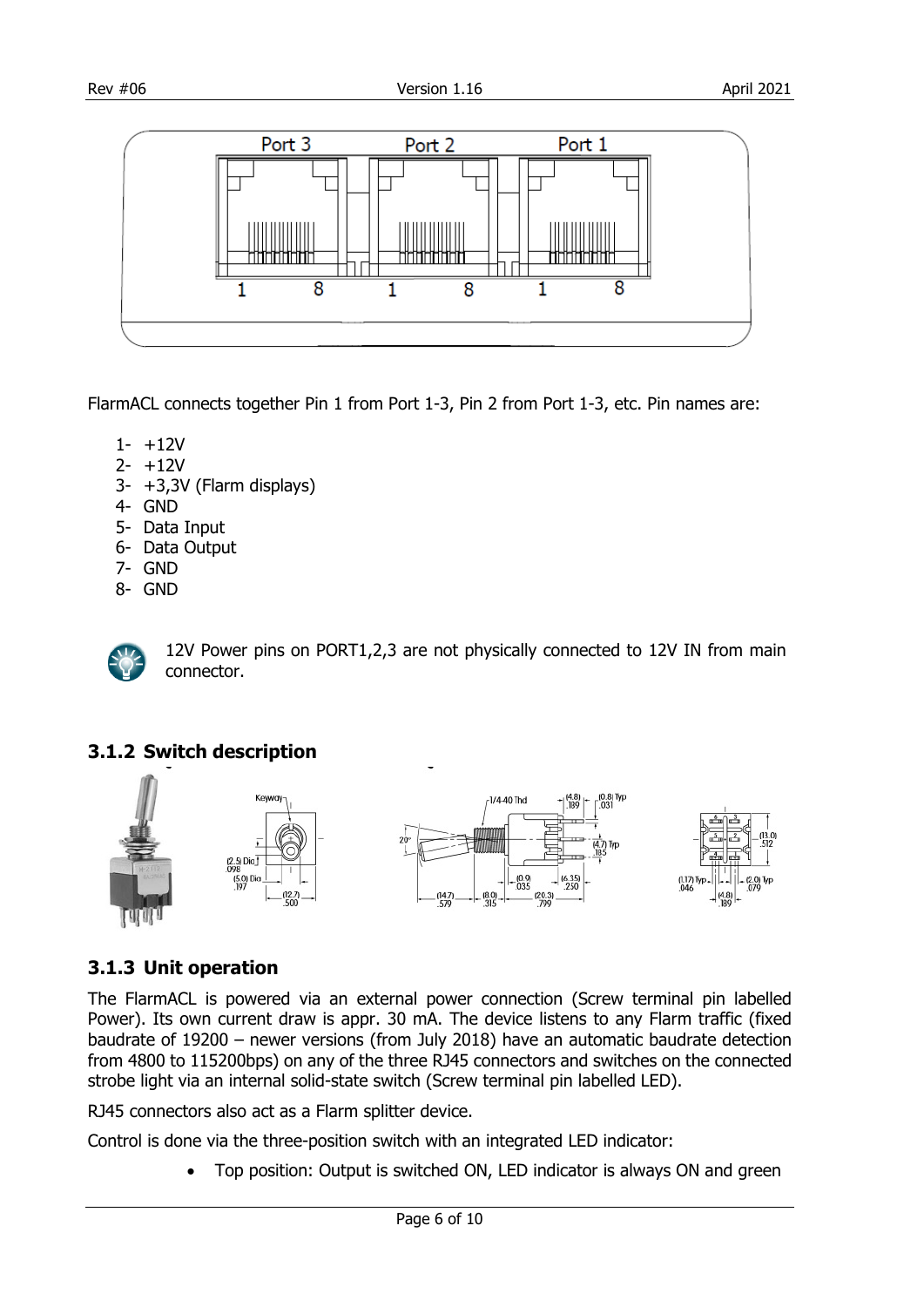FlarmACL connects together Pin 1 from Port 1-3, Pin 2 from Port 1-3, etc. Pin names are:

1- +12V
2- +12V
3- +3,3V (Flarm displays)
4- GND
5- Data Input
6- Data Output
7- GND
8- GND

12V Power pins on PORT1,2,3 are not physically connected to 12V IN from main connector.

### 3.1.2 Switch description

### 3.1.3 Unit operation

The FlarmACL is powered via an external power connection (Screw terminal pin labelled Power). Its own current draw is appr. 30 mA. The device listens to any Flarm traffic (fixed baudrate of 19200 – newer versions (from July 2018) have an automatic baudrate detection from 4800 to 115200bps) on any of the three RJ45 connectors and switches on the connected strobe light via an internal solid-state switch (Screw terminal pin labelled LED).

RJ45 connectors also act as a Flarm splitter device.

Control is done via the three-position switch with an integrated LED indicator:

- Top position: Output is switched ON, LED indicator is always ON and green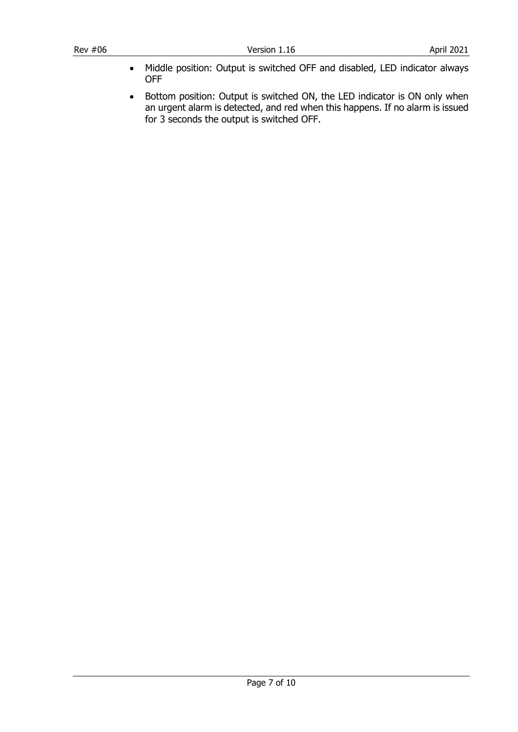- Middle position: Output is switched OFF and disabled, LED indicator always OFF
- Bottom position: Output is switched ON, the LED indicator is ON only when an urgent alarm is detected, and red when this happens. If no alarm is issued for 3 seconds the output is switched OFF.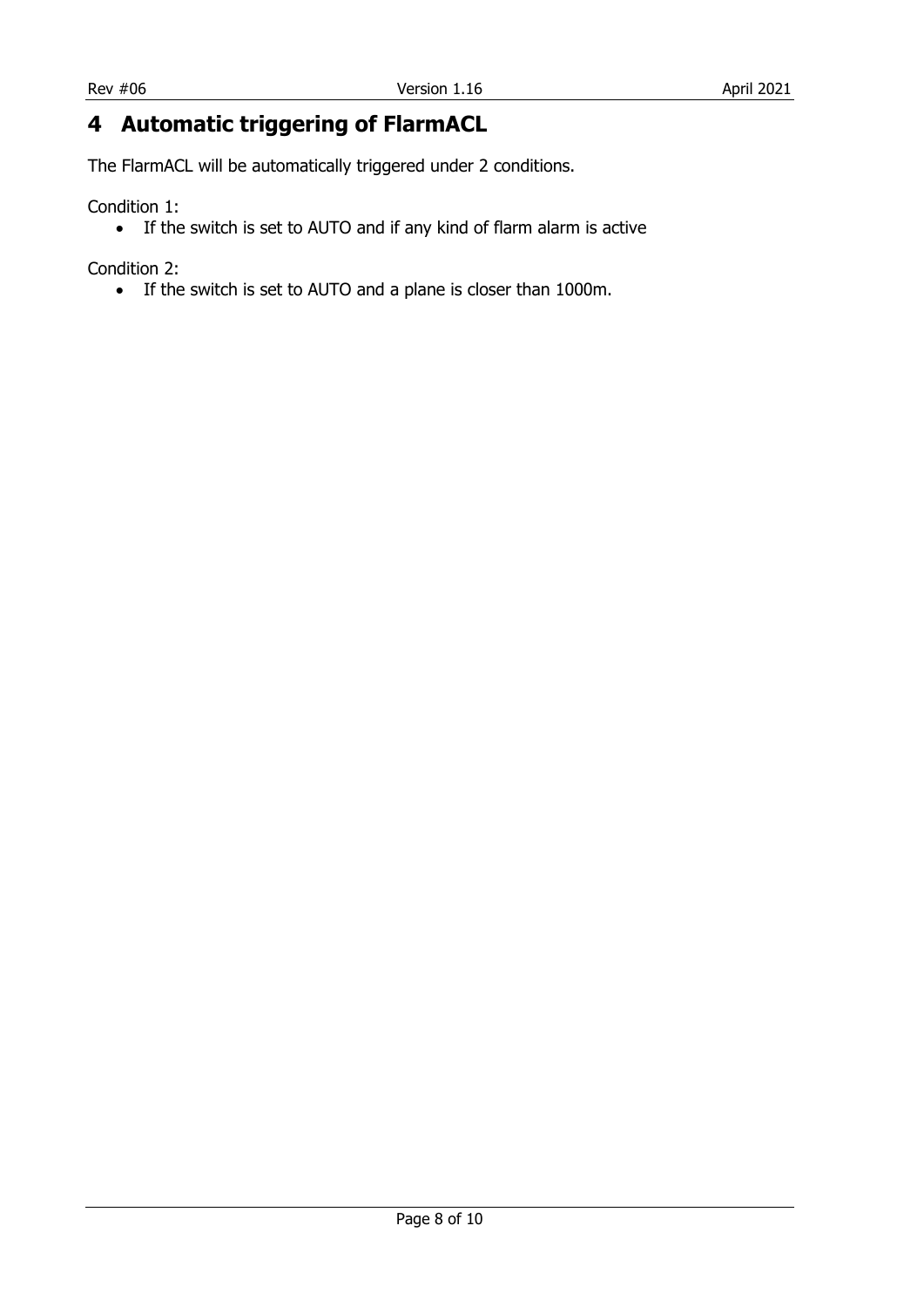# 4 Automatic triggering of FlarmACL

The FlarmACL will be automatically triggered under 2 conditions.

Condition 1:

- If the switch is set to AUTO and if any kind of flarm alarm is active

Condition 2:

- If the switch is set to AUTO and a plane is closer than 1000m.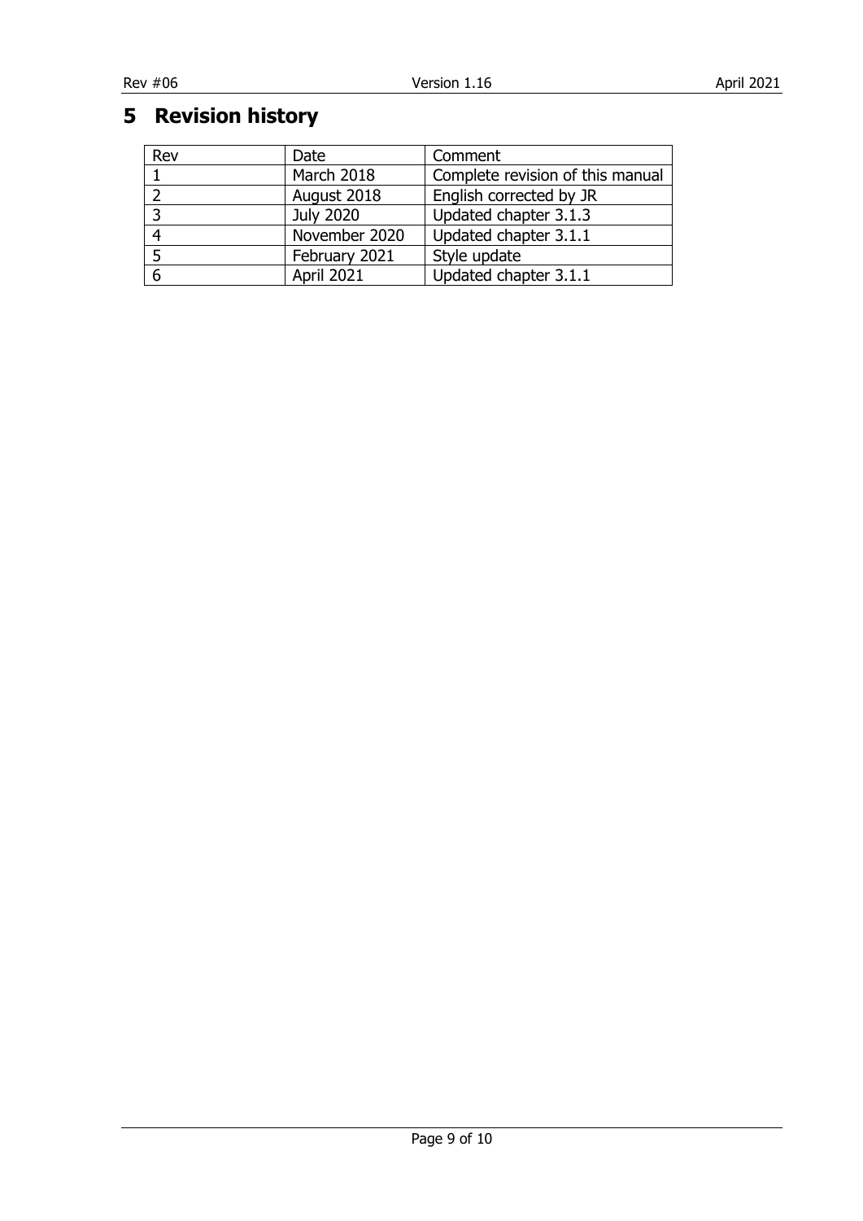# 5 Revision history

| Rev | Date | Comment |
|---|---|---|
| 1 | March 2018 | Complete revision of this manual |
| 2 | August 2018 | English corrected by JR |
| 3 | July 2020 | Updated chapter 3.1.3 |
| 4 | November 2020 | Updated chapter 3.1.1 |
| 5 | February 2021 | Style update |
| 6 | April 2021 | Updated chapter 3.1.1 |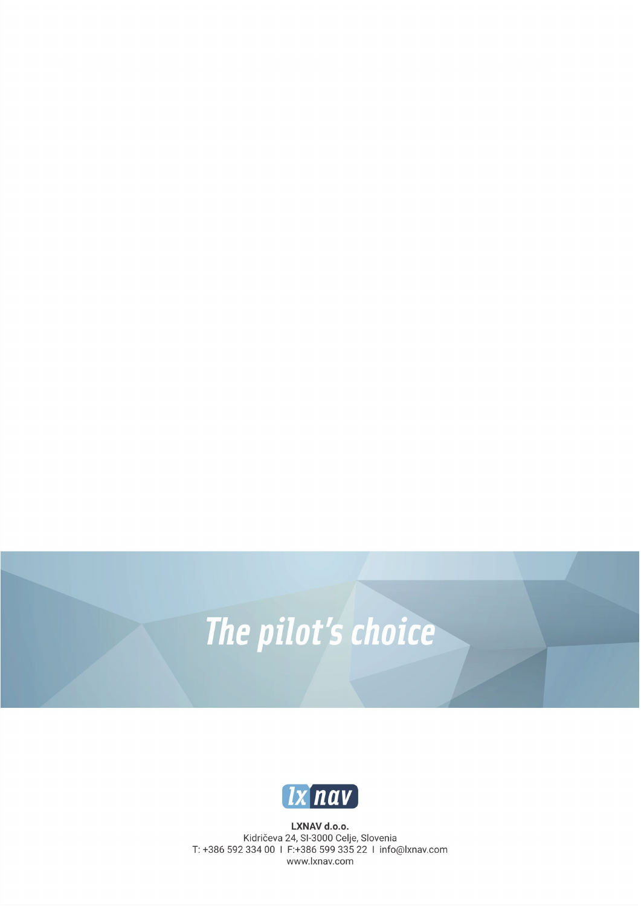*The pilot's choice*

lx nav

**LXNAV d.o.o.**
Kidričeva 24, SI-3000 Celje, Slovenia
T: +386 592 334 00 I F:+386 599 335 22 I info@lxnav.com
www.lxnav.com